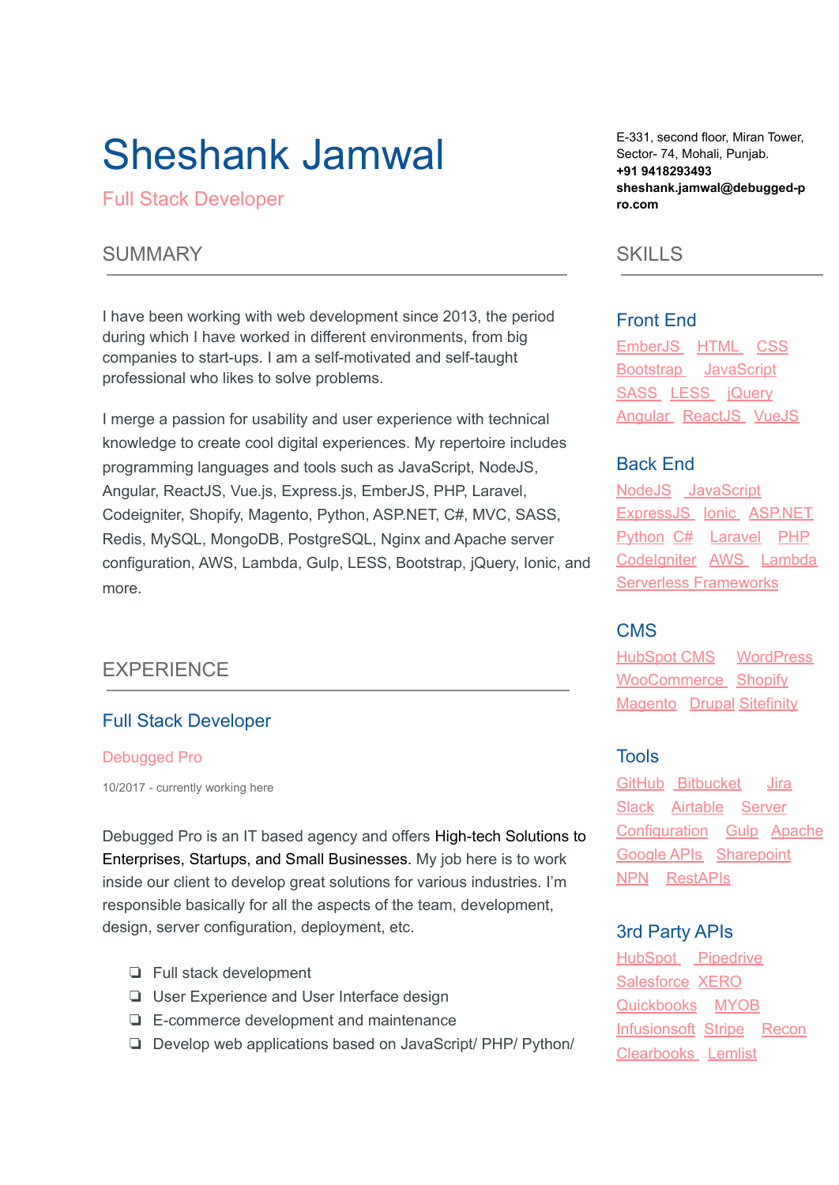# Sheshank Jamwal

Full Stack Developer

E-331, second floor, Miran Tower,
Sector- 74, Mohali, Punjab.
**+91 9418293493**
**sheshank.jamwal@debugged-pro.com**

## SUMMARY

I have been working with web development since 2013, the period during which I have worked in different environments, from big companies to start-ups. I am a self-motivated and self-taught professional who likes to solve problems.

I merge a passion for usability and user experience with technical knowledge to create cool digital experiences. My repertoire includes programming languages and tools such as JavaScript, NodeJS, Angular, ReactJS, Vue.js, Express.js, EmberJS, PHP, Laravel, Codeigniter, Shopify, Magento, Python, ASP.NET, C#, MVC, SASS, Redis, MySQL, MongoDB, PostgreSQL, Nginx and Apache server configuration, AWS, Lambda, Gulp, LESS, Bootstrap, jQuery, Ionic, and more.

## EXPERIENCE

### Full Stack Developer

Debugged Pro

10/2017 - currently working here

Debugged Pro is an IT based agency and offers High-tech Solutions to Enterprises, Startups, and Small Businesses. My job here is to work inside our client to develop great solutions for various industries. I'm responsible basically for all the aspects of the team, development, design, server configuration, deployment, etc.

- Full stack development
- User Experience and User Interface design
- E-commerce development and maintenance
- Develop web applications based on JavaScript/ PHP/ Python/

## SKILLS

### Front End

EmberJS HTML CSS Bootstrap JavaScript SASS LESS jQuery Angular ReactJS VueJS

### Back End

NodeJS JavaScript ExpressJS Ionic ASP.NET Python C# Laravel PHP CodeIgniter AWS Lambda Serverless Frameworks

### CMS

HubSpot CMS WordPress WooCommerce Shopify Magento Drupal Sitefinity

### Tools

GitHub Bitbucket Jira Slack Airtable Server Configuration Gulp Apache Google APIs Sharepoint NPN RestAPIs

### 3rd Party APIs

HubSpot Pipedrive Salesforce XERO Quickbooks MYOB Infusionsoft Stripe Recon Clearbooks Lemlist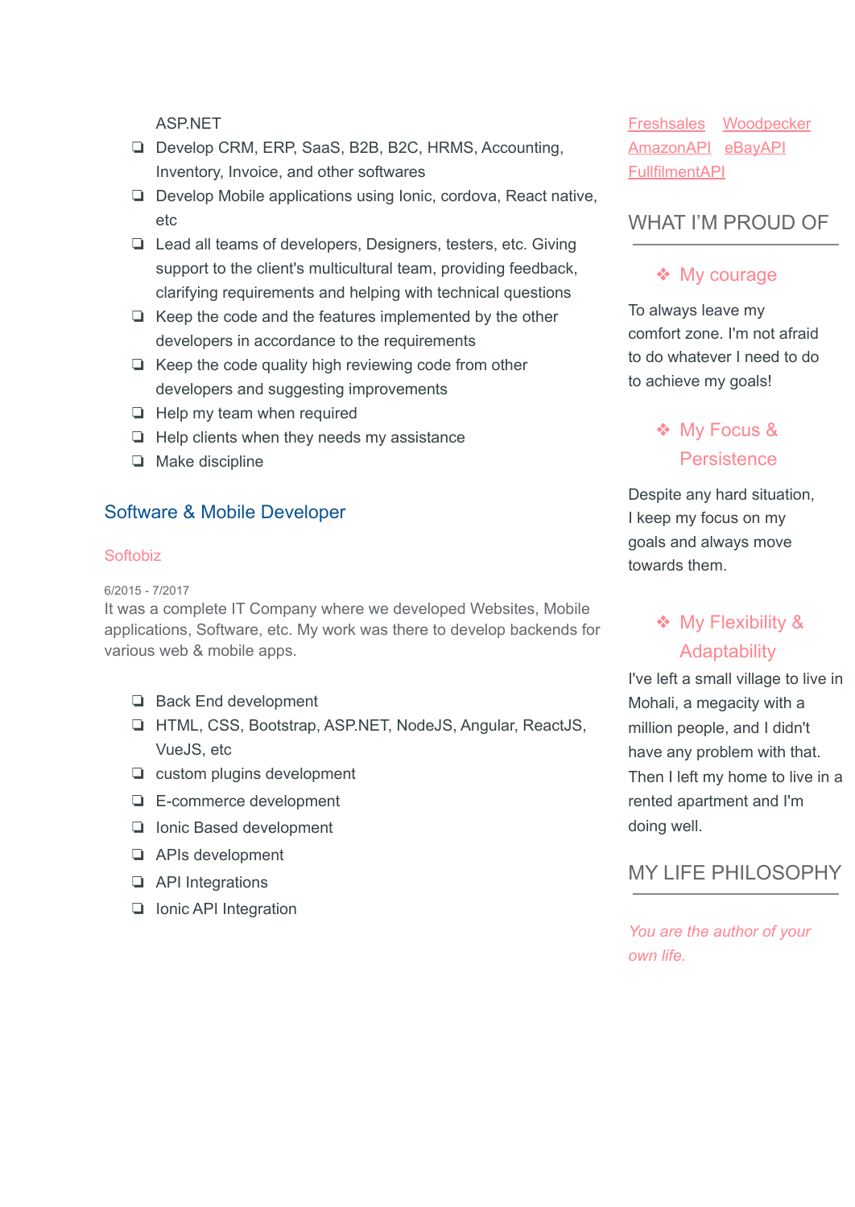ASP.NET

- Develop CRM, ERP, SaaS, B2B, B2C, HRMS, Accounting, Inventory, Invoice, and other softwares
- Develop Mobile applications using Ionic, cordova, React native, etc
- Lead all teams of developers, Designers, testers, etc. Giving support to the client's multicultural team, providing feedback, clarifying requirements and helping with technical questions
- Keep the code and the features implemented by the other developers in accordance to the requirements
- Keep the code quality high reviewing code from other developers and suggesting improvements
- Help my team when required
- Help clients when they needs my assistance
- Make discipline

## Software & Mobile Developer

### Softobiz

6/2015 - 7/2017

It was a complete IT Company where we developed Websites, Mobile applications, Software, etc. My work was there to develop backends for various web & mobile apps.

- Back End development
- HTML, CSS, Bootstrap, ASP.NET, NodeJS, Angular, ReactJS, VueJS, etc
- custom plugins development
- E-commerce development
- Ionic Based development
- APIs development
- API Integrations
- Ionic API Integration

Freshsales Woodpecker AmazonAPI eBayAPI FullfilmentAPI

## WHAT I'M PROUD OF

### My courage

To always leave my comfort zone. I'm not afraid to do whatever I need to do to achieve my goals!

### My Focus & Persistence

Despite any hard situation, I keep my focus on my goals and always move towards them.

### My Flexibility & Adaptability

I've left a small village to live in Mohali, a megacity with a million people, and I didn't have any problem with that. Then I left my home to live in a rented apartment and I'm doing well.

## MY LIFE PHILOSOPHY

*You are the author of your own life.*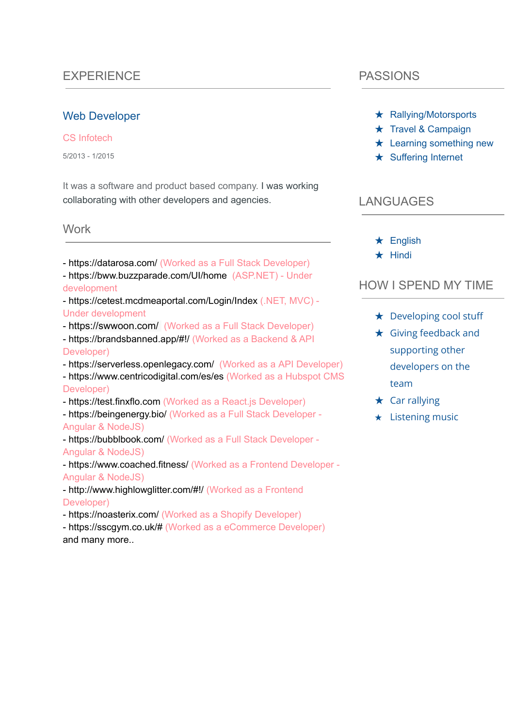## EXPERIENCE

### Web Developer

CS Infotech

5/2013 - 1/2015

It was a software and product based company. I was working collaborating with other developers and agencies.

#### Work

- https://datarosa.com/ (Worked as a Full Stack Developer)
- https://bww.buzzparade.com/UI/home (ASP.NET) - Under development
- https://cetest.mcdmeaportal.com/Login/Index (.NET, MVC) - Under development
- https://swwoon.com/ (Worked as a Full Stack Developer)
- https://brandsbanned.app/#!/ (Worked as a Backend & API Developer)
- https://serverless.openlegacy.com/ (Worked as a API Developer)
- https://www.centricodigital.com/es/es (Worked as a Hubspot CMS Developer)
- https://test.finxflo.com (Worked as a React.js Developer)
- https://beingenergy.bio/ (Worked as a Full Stack Developer - Angular & NodeJS)
- https://bubblbook.com/ (Worked as a Full Stack Developer - Angular & NodeJS)
- https://www.coached.fitness/ (Worked as a Frontend Developer - Angular & NodeJS)
- http://www.highlowglitter.com/#!/ (Worked as a Frontend Developer)
- https://noasterix.com/ (Worked as a Shopify Developer)
- https://sscgym.co.uk/# (Worked as a eCommerce Developer)

and many more..

## PASSIONS

- ★ Rallying/Motorsports
- ★ Travel & Campaign
- ★ Learning something new
- ★ Suffering Internet

## LANGUAGES

- ★ English
- ★ Hindi

## HOW I SPEND MY TIME

- ★ Developing cool stuff
- ★ Giving feedback and supporting other developers on the team
- ★ Car rallying
- ★ Listening music